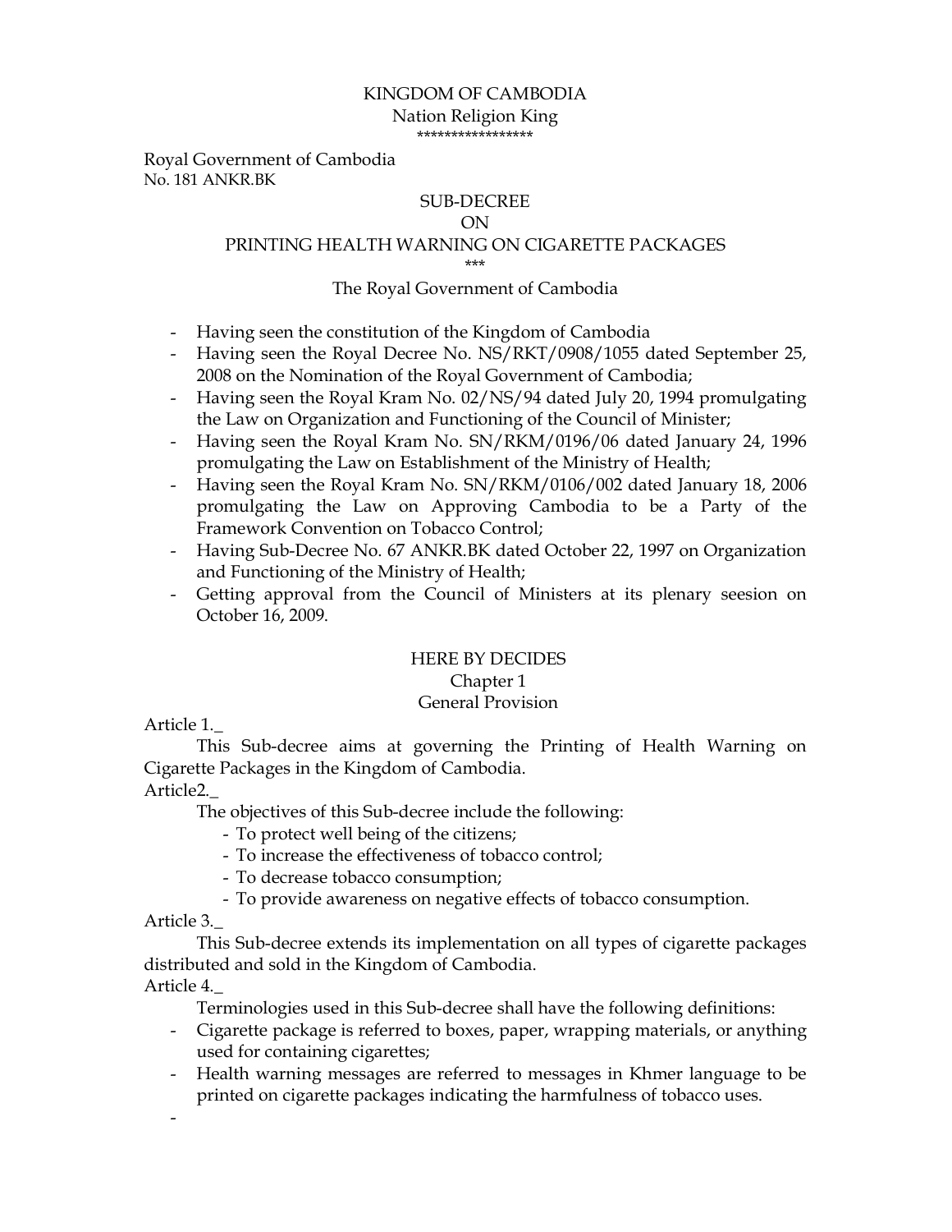KINGDOM OF CAMBODIA

Nation Religion King

*****************

Royal Government of Cambodia

No. 181 ANKR.BK

# SUB-DECREE
# ON
# PRINTING HEALTH WARNING ON CIGARETTE PACKAGES

***

The Royal Government of Cambodia

- Having seen the constitution of the Kingdom of Cambodia
- Having seen the Royal Decree No. NS/RKT/0908/1055 dated September 25, 2008 on the Nomination of the Royal Government of Cambodia;
- Having seen the Royal Kram No. 02/NS/94 dated July 20, 1994 promulgating the Law on Organization and Functioning of the Council of Minister;
- Having seen the Royal Kram No. SN/RKM/0196/06 dated January 24, 1996 promulgating the Law on Establishment of the Ministry of Health;
- Having seen the Royal Kram No. SN/RKM/0106/002 dated January 18, 2006 promulgating the Law on Approving Cambodia to be a Party of the Framework Convention on Tobacco Control;
- Having Sub-Decree No. 67 ANKR.BK dated October 22, 1997 on Organization and Functioning of the Ministry of Health;
- Getting approval from the Council of Ministers at its plenary seesion on October 16, 2009.

## HERE BY DECIDES
## Chapter 1
## General Provision

Article 1._

This Sub-decree aims at governing the Printing of Health Warning on Cigarette Packages in the Kingdom of Cambodia.

Article2._

The objectives of this Sub-decree include the following:

- To protect well being of the citizens;
- To increase the effectiveness of tobacco control;
- To decrease tobacco consumption;
- To provide awareness on negative effects of tobacco consumption.

Article 3._

This Sub-decree extends its implementation on all types of cigarette packages distributed and sold in the Kingdom of Cambodia.

Article 4._

Terminologies used in this Sub-decree shall have the following definitions:

- Cigarette package is referred to boxes, paper, wrapping materials, or anything used for containing cigarettes;
- Health warning messages are referred to messages in Khmer language to be printed on cigarette packages indicating the harmfulness of tobacco uses.
-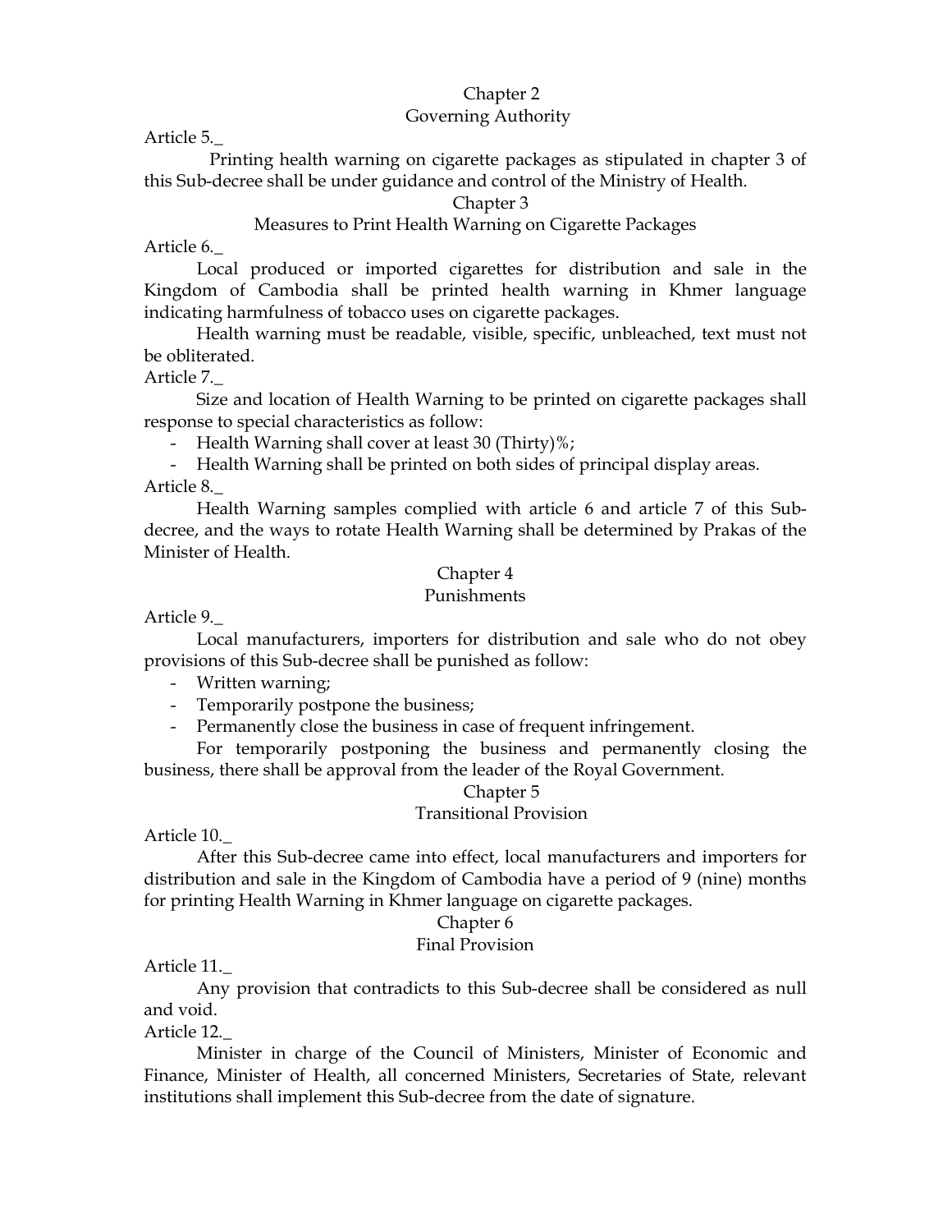## Chapter 2
## Governing Authority

Article 5._

Printing health warning on cigarette packages as stipulated in chapter 3 of this Sub-decree shall be under guidance and control of the Ministry of Health.

## Chapter 3
## Measures to Print Health Warning on Cigarette Packages

Article 6._

Local produced or imported cigarettes for distribution and sale in the Kingdom of Cambodia shall be printed health warning in Khmer language indicating harmfulness of tobacco uses on cigarette packages.

Health warning must be readable, visible, specific, unbleached, text must not be obliterated.

Article 7._

Size and location of Health Warning to be printed on cigarette packages shall response to special characteristics as follow:

- Health Warning shall cover at least 30 (Thirty)%;
- Health Warning shall be printed on both sides of principal display areas.

Article 8._

Health Warning samples complied with article 6 and article 7 of this Sub-decree, and the ways to rotate Health Warning shall be determined by Prakas of the Minister of Health.

## Chapter 4
## Punishments

Article 9._

Local manufacturers, importers for distribution and sale who do not obey provisions of this Sub-decree shall be punished as follow:

- Written warning;
- Temporarily postpone the business;
- Permanently close the business in case of frequent infringement.

For temporarily postponing the business and permanently closing the business, there shall be approval from the leader of the Royal Government.

## Chapter 5
## Transitional Provision

Article 10._

After this Sub-decree came into effect, local manufacturers and importers for distribution and sale in the Kingdom of Cambodia have a period of 9 (nine) months for printing Health Warning in Khmer language on cigarette packages.

## Chapter 6
## Final Provision

Article 11._

Any provision that contradicts to this Sub-decree shall be considered as null and void.

Article 12._

Minister in charge of the Council of Ministers, Minister of Economic and Finance, Minister of Health, all concerned Ministers, Secretaries of State, relevant institutions shall implement this Sub-decree from the date of signature.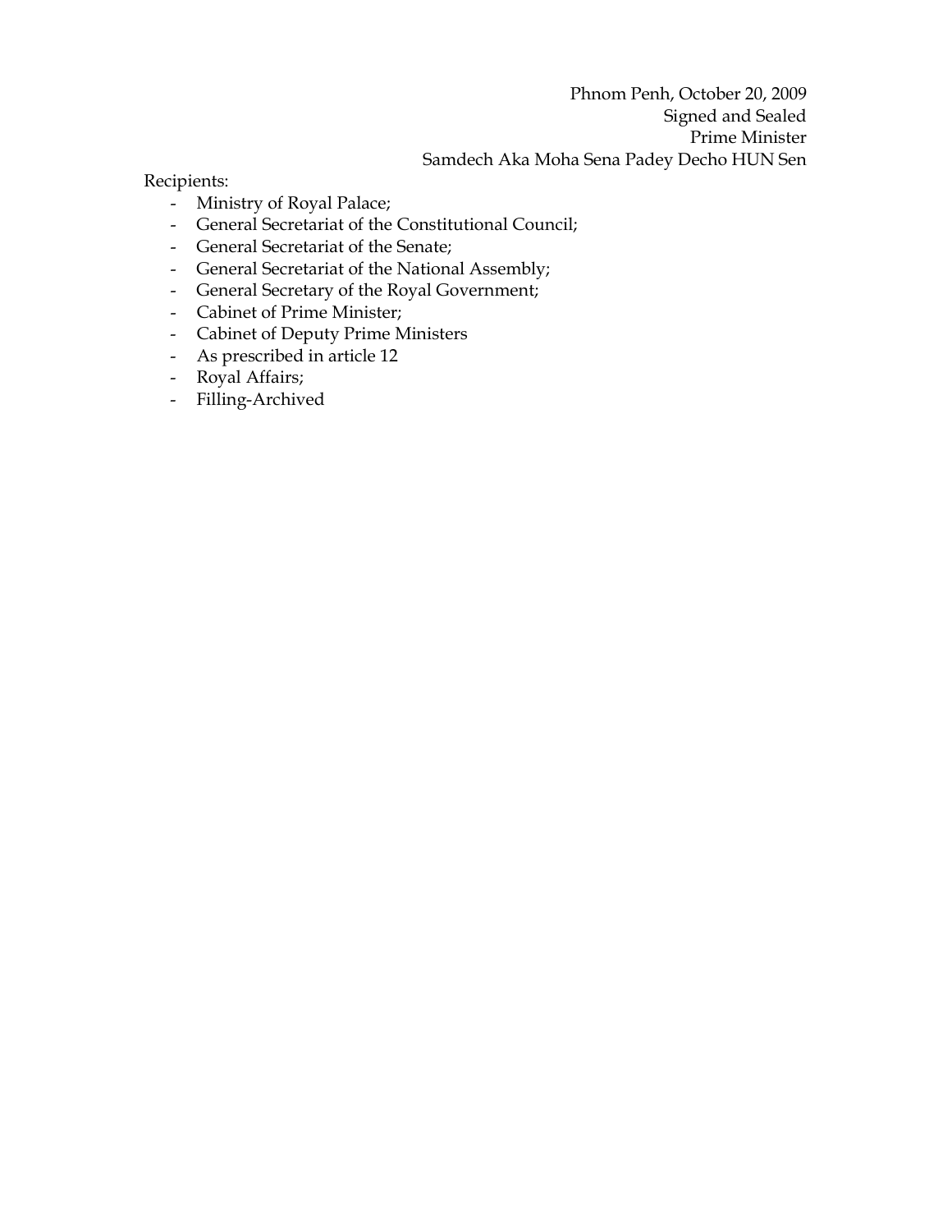Phnom Penh, October 20, 2009

Signed and Sealed

Prime Minister

Samdech Aka Moha Sena Padey Decho HUN Sen

Recipients:

- Ministry of Royal Palace;
- General Secretariat of the Constitutional Council;
- General Secretariat of the Senate;
- General Secretariat of the National Assembly;
- General Secretary of the Royal Government;
- Cabinet of Prime Minister;
- Cabinet of Deputy Prime Ministers
- As prescribed in article 12
- Royal Affairs;
- Filling-Archived